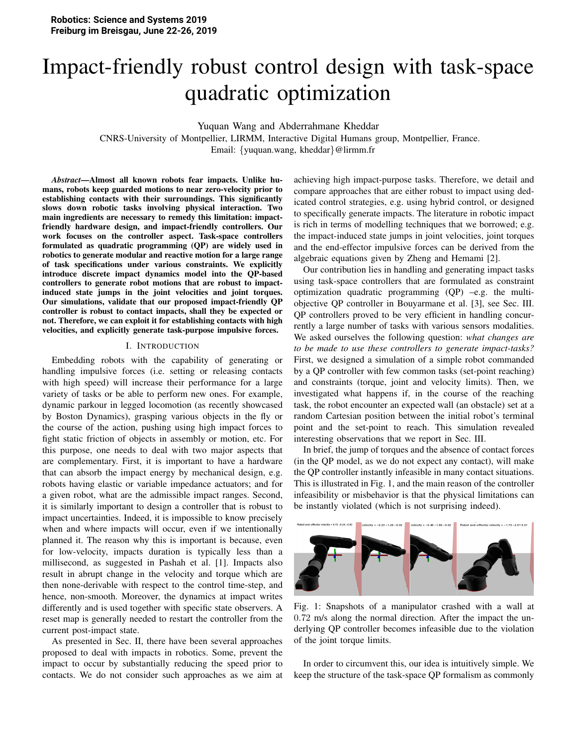Robotics: Science and Systems 2019
Freiburg im Breisgau, June 22-26, 2019

# Impact-friendly robust control design with task-space quadratic optimization

Yuquan Wang and Abderrahmane Kheddar

CNRS-University of Montpellier, LIRMM, Interactive Digital Humans group, Montpellier, France.
Email: {yuquan.wang, kheddar}@lirmm.fr

***Abstract*—Almost all known robots fear impacts. Unlike humans, robots keep guarded motions to near zero-velocity prior to establishing contacts with their surroundings. This significantly slows down robotic tasks involving physical interaction. Two main ingredients are necessary to remedy this limitation: impact-friendly hardware design, and impact-friendly controllers. Our work focuses on the controller aspect. Task-space controllers formulated as quadratic programming (QP) are widely used in robotics to generate modular and reactive motion for a large range of task specifications under various constraints. We explicitly introduce discrete impact dynamics model into the QP-based controllers to generate robot motions that are robust to impact-induced state jumps in the joint velocities and joint torques. Our simulations, validate that our proposed impact-friendly QP controller is robust to contact impacts, shall they be expected or not. Therefore, we can exploit it for establishing contacts with high velocities, and explicitly generate task-purpose impulsive forces.**

## I. Introduction

Embedding robots with the capability of generating or handling impulsive forces (i.e. setting or releasing contacts with high speed) will increase their performance for a large variety of tasks or be able to perform new ones. For example, dynamic parkour in legged locomotion (as recently showcased by Boston Dynamics), grasping various objects in the fly or the course of the action, pushing using high impact forces to fight static friction of objects in assembly or motion, etc. For this purpose, one needs to deal with two major aspects that are complementary. First, it is important to have a hardware that can absorb the impact energy by mechanical design, e.g. robots having elastic or variable impedance actuators; and for a given robot, what are the admissible impact ranges. Second, it is similarly important to design a controller that is robust to impact uncertainties. Indeed, it is impossible to know precisely when and where impacts will occur, even if we intentionally planned it. The reason why this is important is because, even for low-velocity, impacts duration is typically less than a millisecond, as suggested in Pashah et al. [1]. Impacts also result in abrupt change in the velocity and torque which are then none-derivable with respect to the control time-step, and hence, non-smooth. Moreover, the dynamics at impact writes differently and is used together with specific state observers. A reset map is generally needed to restart the controller from the current post-impact state.

As presented in Sec. II, there have been several approaches proposed to deal with impacts in robotics. Some, prevent the impact to occur by substantially reducing the speed prior to contacts. We do not consider such approaches as we aim at achieving high impact-purpose tasks. Therefore, we detail and compare approaches that are either robust to impact using dedicated control strategies, e.g. using hybrid control, or designed to specifically generate impacts. The literature in robotic impact is rich in terms of modelling techniques that we borrowed; e.g. the impact-induced state jumps in joint velocities, joint torques and the end-effector impulsive forces can be derived from the algebraic equations given by Zheng and Hemami [2].

Our contribution lies in handling and generating impact tasks using task-space controllers that are formulated as constraint optimization quadratic programming (QP) –e.g. the multi-objective QP controller in Bouyarmane et al. [3], see Sec. III. QP controllers proved to be very efficient in handling concurrently a large number of tasks with various sensors modalities. We asked ourselves the following question: *what changes are to be made to use these controllers to generate impact-tasks?* First, we designed a simulation of a simple robot commanded by a QP controller with few common tasks (set-point reaching) and constraints (torque, joint and velocity limits). Then, we investigated what happens if, in the course of the reaching task, the robot encounter an expected wall (an obstacle) set at a random Cartesian position between the initial robot's terminal point and the set-point to reach. This simulation revealed interesting observations that we report in Sec. III.

In brief, the jump of torques and the absence of contact forces (in the QP model, as we do not expect any contact), will make the QP controller instantly infeasible in many contact situations. This is illustrated in Fig. 1, and the main reason of the controller infeasibility or misbehavior is that the physical limitations can be instantly violated (which is not surprising indeed).

Fig. 1: Snapshots of a manipulator crashed with a wall at 0.72 m/s along the normal direction. After the impact the underlying QP controller becomes infeasible due to the violation of the joint torque limits.

In order to circumvent this, our idea is intuitively simple. We keep the structure of the task-space QP formalism as commonly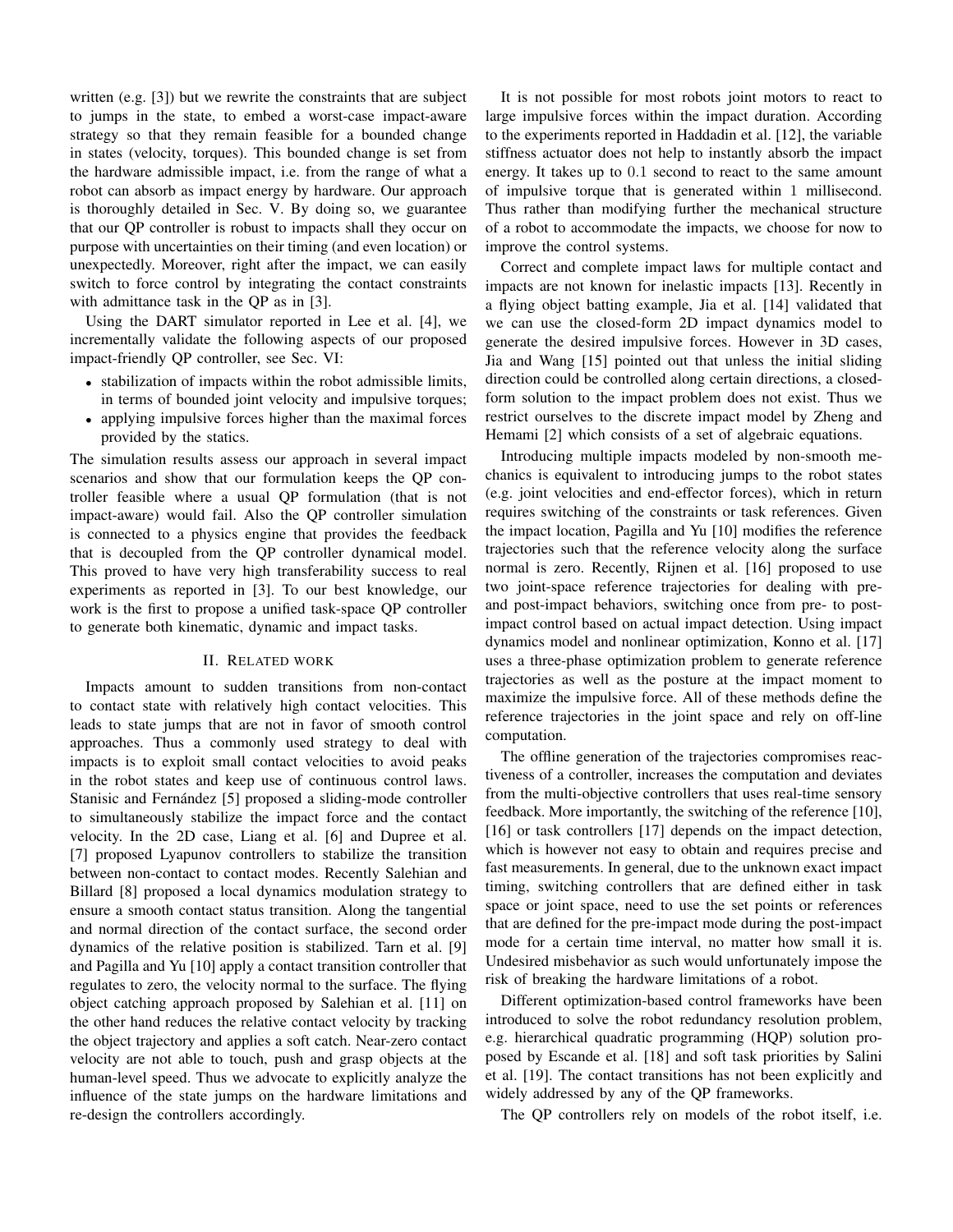written (e.g. [3]) but we rewrite the constraints that are subject to jumps in the state, to embed a worst-case impact-aware strategy so that they remain feasible for a bounded change in states (velocity, torques). This bounded change is set from the hardware admissible impact, i.e. from the range of what a robot can absorb as impact energy by hardware. Our approach is thoroughly detailed in Sec. V. By doing so, we guarantee that our QP controller is robust to impacts shall they occur on purpose with uncertainties on their timing (and even location) or unexpectedly. Moreover, right after the impact, we can easily switch to force control by integrating the contact constraints with admittance task in the QP as in [3].

Using the DART simulator reported in Lee et al. [4], we incrementally validate the following aspects of our proposed impact-friendly QP controller, see Sec. VI:

- stabilization of impacts within the robot admissible limits, in terms of bounded joint velocity and impulsive torques;
- applying impulsive forces higher than the maximal forces provided by the statics.

The simulation results assess our approach in several impact scenarios and show that our formulation keeps the QP controller feasible where a usual QP formulation (that is not impact-aware) would fail. Also the QP controller simulation is connected to a physics engine that provides the feedback that is decoupled from the QP controller dynamical model. This proved to have very high transferability success to real experiments as reported in [3]. To our best knowledge, our work is the first to propose a unified task-space QP controller to generate both kinematic, dynamic and impact tasks.

## II. Related work

Impacts amount to sudden transitions from non-contact to contact state with relatively high contact velocities. This leads to state jumps that are not in favor of smooth control approaches. Thus a commonly used strategy to deal with impacts is to exploit small contact velocities to avoid peaks in the robot states and keep use of continuous control laws. Stanisic and Fernández [5] proposed a sliding-mode controller to simultaneously stabilize the impact force and the contact velocity. In the 2D case, Liang et al. [6] and Dupree et al. [7] proposed Lyapunov controllers to stabilize the transition between non-contact to contact modes. Recently Salehian and Billard [8] proposed a local dynamics modulation strategy to ensure a smooth contact status transition. Along the tangential and normal direction of the contact surface, the second order dynamics of the relative position is stabilized. Tarn et al. [9] and Pagilla and Yu [10] apply a contact transition controller that regulates to zero, the velocity normal to the surface. The flying object catching approach proposed by Salehian et al. [11] on the other hand reduces the relative contact velocity by tracking the object trajectory and applies a soft catch. Near-zero contact velocity are not able to touch, push and grasp objects at the human-level speed. Thus we advocate to explicitly analyze the influence of the state jumps on the hardware limitations and re-design the controllers accordingly.

It is not possible for most robots joint motors to react to large impulsive forces within the impact duration. According to the experiments reported in Haddadin et al. [12], the variable stiffness actuator does not help to instantly absorb the impact energy. It takes up to $0.1$ second to react to the same amount of impulsive torque that is generated within $1$ millisecond. Thus rather than modifying further the mechanical structure of a robot to accommodate the impacts, we choose for now to improve the control systems.

Correct and complete impact laws for multiple contact and impacts are not known for inelastic impacts [13]. Recently in a flying object batting example, Jia et al. [14] validated that we can use the closed-form 2D impact dynamics model to generate the desired impulsive forces. However in 3D cases, Jia and Wang [15] pointed out that unless the initial sliding direction could be controlled along certain directions, a closed-form solution to the impact problem does not exist. Thus we restrict ourselves to the discrete impact model by Zheng and Hemami [2] which consists of a set of algebraic equations.

Introducing multiple impacts modeled by non-smooth mechanics is equivalent to introducing jumps to the robot states (e.g. joint velocities and end-effector forces), which in return requires switching of the constraints or task references. Given the impact location, Pagilla and Yu [10] modifies the reference trajectories such that the reference velocity along the surface normal is zero. Recently, Rijnen et al. [16] proposed to use two joint-space reference trajectories for dealing with pre- and post-impact behaviors, switching once from pre- to post-impact control based on actual impact detection. Using impact dynamics model and nonlinear optimization, Konno et al. [17] uses a three-phase optimization problem to generate reference trajectories as well as the posture at the impact moment to maximize the impulsive force. All of these methods define the reference trajectories in the joint space and rely on off-line computation.

The offline generation of the trajectories compromises reactiveness of a controller, increases the computation and deviates from the multi-objective controllers that uses real-time sensory feedback. More importantly, the switching of the reference [10], [16] or task controllers [17] depends on the impact detection, which is however not easy to obtain and requires precise and fast measurements. In general, due to the unknown exact impact timing, switching controllers that are defined either in task space or joint space, need to use the set points or references that are defined for the pre-impact mode during the post-impact mode for a certain time interval, no matter how small it is. Undesired misbehavior as such would unfortunately impose the risk of breaking the hardware limitations of a robot.

Different optimization-based control frameworks have been introduced to solve the robot redundancy resolution problem, e.g. hierarchical quadratic programming (HQP) solution proposed by Escande et al. [18] and soft task priorities by Salini et al. [19]. The contact transitions has not been explicitly and widely addressed by any of the QP frameworks.

The QP controllers rely on models of the robot itself, i.e.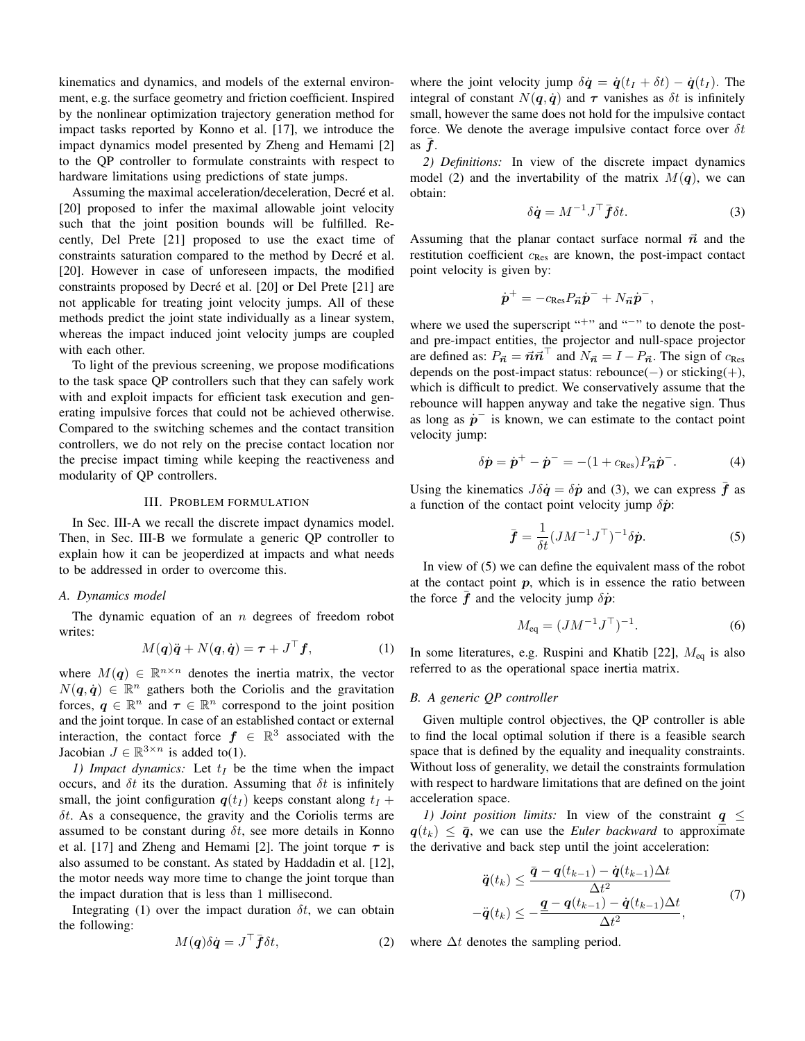kinematics and dynamics, and models of the external environment, e.g. the surface geometry and friction coefficient. Inspired by the nonlinear optimization trajectory generation method for impact tasks reported by Konno et al. [17], we introduce the impact dynamics model presented by Zheng and Hemami [2] to the QP controller to formulate constraints with respect to hardware limitations using predictions of state jumps.

Assuming the maximal acceleration/deceleration, Decré et al. [20] proposed to infer the maximal allowable joint velocity such that the joint position bounds will be fulfilled. Recently, Del Prete [21] proposed to use the exact time of constraints saturation compared to the method by Decré et al. [20]. However in case of unforeseen impacts, the modified constraints proposed by Decré et al. [20] or Del Prete [21] are not applicable for treating joint velocity jumps. All of these methods predict the joint state individually as a linear system, whereas the impact induced joint velocity jumps are coupled with each other.

To light of the previous screening, we propose modifications to the task space QP controllers such that they can safely work with and exploit impacts for efficient task execution and generating impulsive forces that could not be achieved otherwise. Compared to the switching schemes and the contact transition controllers, we do not rely on the precise contact location nor the precise impact timing while keeping the reactiveness and modularity of QP controllers.

## III. Problem formulation

In Sec. III-A we recall the discrete impact dynamics model. Then, in Sec. III-B we formulate a generic QP controller to explain how it can be jeoperdized at impacts and what needs to be addressed in order to overcome this.

### A. Dynamics model

The dynamic equation of an $n$ degrees of freedom robot writes:

$$M(\boldsymbol{q})\ddot{\boldsymbol{q}} + N(\boldsymbol{q}, \dot{\boldsymbol{q}}) = \boldsymbol{\tau} + J^\top \boldsymbol{f}, \tag{1}$$

where $M(\boldsymbol{q}) \in \mathbb{R}^{n\times n}$ denotes the inertia matrix, the vector $N(\boldsymbol{q}, \dot{\boldsymbol{q}}) \in \mathbb{R}^n$ gathers both the Coriolis and the gravitation forces, $\boldsymbol{q} \in \mathbb{R}^n$ and $\boldsymbol{\tau} \in \mathbb{R}^n$ correspond to the joint position and the joint torque. In case of an established contact or external interaction, the contact force $\boldsymbol{f} \in \mathbb{R}^3$ associated with the Jacobian $J \in \mathbb{R}^{3\times n}$ is added to(1).

*1) Impact dynamics:* Let $t_I$ be the time when the impact occurs, and $\delta t$ its the duration. Assuming that $\delta t$ is infinitely small, the joint configuration $\boldsymbol{q}(t_I)$ keeps constant along $t_I + \delta t$. As a consequence, the gravity and the Coriolis terms are assumed to be constant during $\delta t$, see more details in Konno et al. [17] and Zheng and Hemami [2]. The joint torque $\boldsymbol{\tau}$ is also assumed to be constant. As stated by Haddadin et al. [12], the motor needs way more time to change the joint torque than the impact duration that is less than 1 millisecond.

Integrating (1) over the impact duration $\delta t$, we can obtain the following:

$$M(\boldsymbol{q})\delta\dot{\boldsymbol{q}} = J^\top \bar{\boldsymbol{f}}\delta t, \tag{2}$$

where the joint velocity jump $\delta\dot{\boldsymbol{q}} = \dot{\boldsymbol{q}}(t_I + \delta t) - \dot{\boldsymbol{q}}(t_I)$. The integral of constant $N(\boldsymbol{q}, \dot{\boldsymbol{q}})$ and $\boldsymbol{\tau}$ vanishes as $\delta t$ is infinitely small, however the same does not hold for the impulsive contact force. We denote the average impulsive contact force over $\delta t$ as $\bar{\boldsymbol{f}}$.

*2) Definitions:* In view of the discrete impact dynamics model (2) and the invertability of the matrix $M(\boldsymbol{q})$, we can obtain:

$$\delta\dot{\boldsymbol{q}} = M^{-1}J^\top \bar{\boldsymbol{f}}\delta t. \tag{3}$$

Assuming that the planar contact surface normal $\vec{\boldsymbol{n}}$ and the restitution coefficient $c_{\text{Res}}$ are known, the post-impact contact point velocity is given by:

$$\dot{\boldsymbol{p}}^+ = -c_{\text{Res}}P_{\vec{\boldsymbol{n}}}\dot{\boldsymbol{p}}^- + N_{\vec{\boldsymbol{n}}}\dot{\boldsymbol{p}}^-,$$

where we used the superscript "$^+$" and "$^-$" to denote the post- and pre-impact entities, the projector and null-space projector are defined as: $P_{\vec{\boldsymbol{n}}} = \vec{\boldsymbol{n}}\vec{\boldsymbol{n}}^\top$ and $N_{\vec{\boldsymbol{n}}} = I - P_{\vec{\boldsymbol{n}}}$. The sign of $c_{\text{Res}}$ depends on the post-impact status: rebounce($-$) or sticking($+$), which is difficult to predict. We conservatively assume that the rebounce will happen anyway and take the negative sign. Thus as long as $\dot{\boldsymbol{p}}^-$ is known, we can estimate to the contact point velocity jump:

$$\delta\dot{\boldsymbol{p}} = \dot{\boldsymbol{p}}^+ - \dot{\boldsymbol{p}}^- = -(1 + c_{\text{Res}})P_{\vec{\boldsymbol{n}}}\dot{\boldsymbol{p}}^-. \tag{4}$$

Using the kinematics $J\delta\dot{\boldsymbol{q}} = \delta\dot{\boldsymbol{p}}$ and (3), we can express $\bar{\boldsymbol{f}}$ as a function of the contact point velocity jump $\delta\dot{\boldsymbol{p}}$:

$$\bar{\boldsymbol{f}} = \frac{1}{\delta t}(JM^{-1}J^\top)^{-1}\delta\dot{\boldsymbol{p}}. \tag{5}$$

In view of (5) we can define the equivalent mass of the robot at the contact point $\boldsymbol{p}$, which is in essence the ratio between the force $\bar{\boldsymbol{f}}$ and the velocity jump $\delta\dot{\boldsymbol{p}}$:

$$M_{\text{eq}} = (JM^{-1}J^\top)^{-1}. \tag{6}$$

In some literatures, e.g. Ruspini and Khatib [22], $M_{\text{eq}}$ is also referred to as the operational space inertia matrix.

### B. A generic QP controller

Given multiple control objectives, the QP controller is able to find the local optimal solution if there is a feasible search space that is defined by the equality and inequality constraints. Without loss of generality, we detail the constraints formulation with respect to hardware limitations that are defined on the joint acceleration space.

*1) Joint position limits:* In view of the constraint $\underline{\boldsymbol{q}} \leq \boldsymbol{q}(t_k) \leq \bar{\boldsymbol{q}}$, we can use the *Euler backward* to approximate the derivative and back step until the joint acceleration:

$$\begin{aligned}
\ddot{\boldsymbol{q}}(t_k) &\leq \frac{\bar{\boldsymbol{q}} - \boldsymbol{q}(t_{k-1}) - \dot{\boldsymbol{q}}(t_{k-1})\Delta t}{\Delta t^2} \\
-\ddot{\boldsymbol{q}}(t_k) &\leq -\frac{\underline{\boldsymbol{q}} - \boldsymbol{q}(t_{k-1}) - \dot{\boldsymbol{q}}(t_{k-1})\Delta t}{\Delta t^2},
\end{aligned} \tag{7}$$

where $\Delta t$ denotes the sampling period.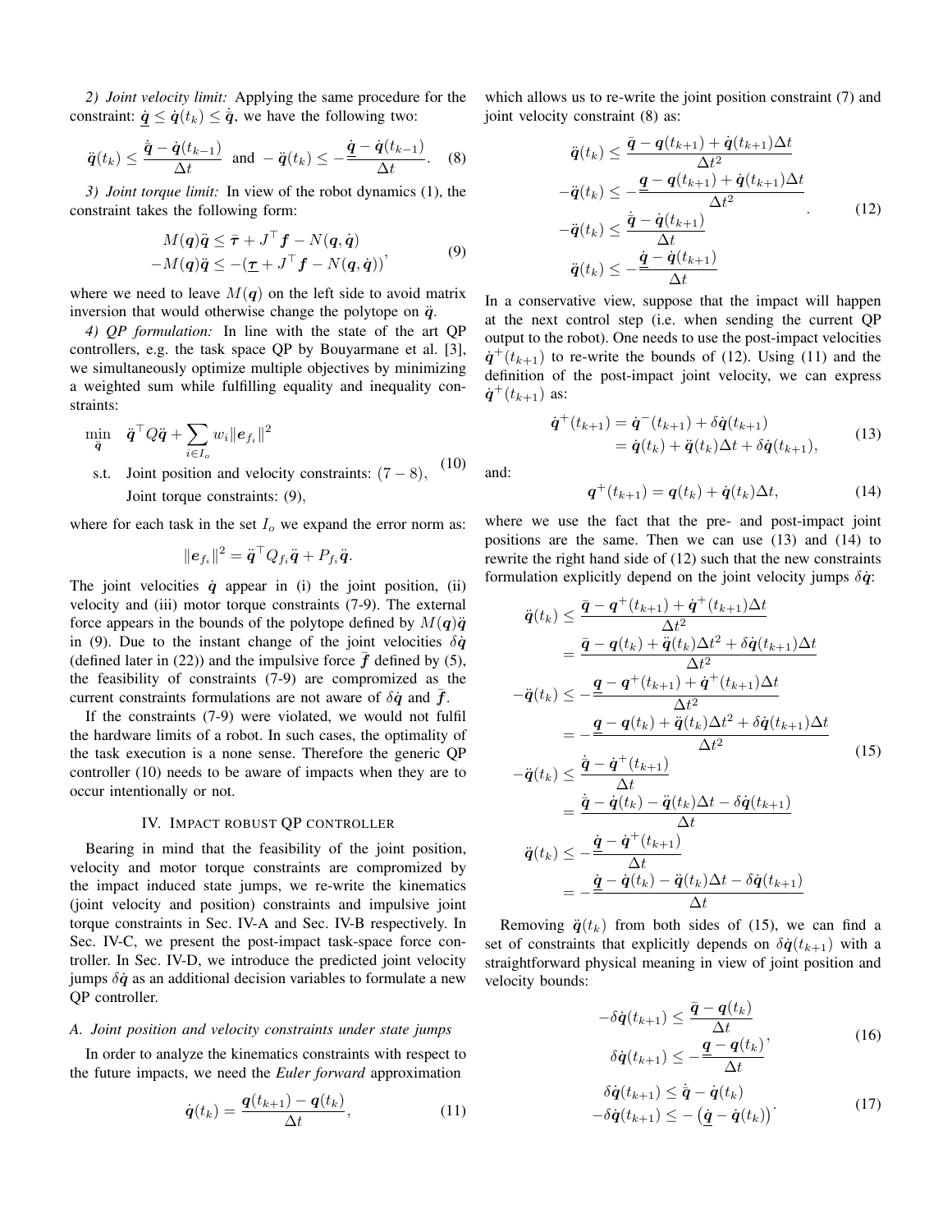*2) Joint velocity limit:* Applying the same procedure for the constraint: $\underline{\dot{\boldsymbol{q}}} \leq \dot{\boldsymbol{q}}(t_k) \leq \bar{\dot{\boldsymbol{q}}}$, we have the following two:

$$\ddot{\boldsymbol{q}}(t_k) \leq \frac{\bar{\dot{\boldsymbol{q}}} - \dot{\boldsymbol{q}}(t_{k-1})}{\Delta t} \text{ and } -\ddot{\boldsymbol{q}}(t_k) \leq -\frac{\underline{\dot{\boldsymbol{q}}} - \dot{\boldsymbol{q}}(t_{k-1})}{\Delta t}. \quad (8)$$

*3) Joint torque limit:* In view of the robot dynamics (1), the constraint takes the following form:

$$\begin{aligned} M(\boldsymbol{q})\ddot{\boldsymbol{q}} &\leq \bar{\boldsymbol{\tau}} + J^\top \boldsymbol{f} - N(\boldsymbol{q}, \dot{\boldsymbol{q}}) \\ -M(\boldsymbol{q})\ddot{\boldsymbol{q}} &\leq -(\underline{\boldsymbol{\tau}} + J^\top \boldsymbol{f} - N(\boldsymbol{q}, \dot{\boldsymbol{q}}))\end{aligned}, \quad (9)$$

where we need to leave $M(\boldsymbol{q})$ on the left side to avoid matrix inversion that would otherwise change the polytope on $\ddot{\boldsymbol{q}}$.

*4) QP formulation:* In line with the state of the art QP controllers, e.g. the task space QP by Bouyarmane et al. [3], we simultaneously optimize multiple objectives by minimizing a weighted sum while fulfilling equality and inequality constraints:

$$\begin{aligned} \min_{\ddot{\boldsymbol{q}}} \quad & \ddot{\boldsymbol{q}}^\top Q \ddot{\boldsymbol{q}} + \sum_{i \in I_o} w_i \|\boldsymbol{e}_{f_i}\|^2 \\ \text{s.t.} \quad & \text{Joint position and velocity constraints: } (7-8), \\ & \text{Joint torque constraints: } (9), \end{aligned} \quad (10)$$

where for each task in the set $I_o$ we expand the error norm as:

$$\|\boldsymbol{e}_{f_i}\|^2 = \ddot{\boldsymbol{q}}^\top Q_{f_i} \ddot{\boldsymbol{q}} + P_{f_i} \ddot{\boldsymbol{q}}.$$

The joint velocities $\dot{\boldsymbol{q}}$ appear in (i) the joint position, (ii) velocity and (iii) motor torque constraints (7-9). The external force appears in the bounds of the polytope defined by $M(\boldsymbol{q})\ddot{\boldsymbol{q}}$ in (9). Due to the instant change of the joint velocities $\delta\dot{\boldsymbol{q}}$ (defined later in (22)) and the impulsive force $\bar{\boldsymbol{f}}$ defined by (5), the feasibility of constraints (7-9) are compromized as the current constraints formulations are not aware of $\delta\dot{\boldsymbol{q}}$ and $\bar{\boldsymbol{f}}$.

If the constraints (7-9) were violated, we would not fulfil the hardware limits of a robot. In such cases, the optimality of the task execution is a none sense. Therefore the generic QP controller (10) needs to be aware of impacts when they are to occur intentionally or not.

## IV. Impact robust QP controller

Bearing in mind that the feasibility of the joint position, velocity and motor torque constraints are compromized by the impact induced state jumps, we re-write the kinematics (joint velocity and position) constraints and impulsive joint torque constraints in Sec. IV-A and Sec. IV-B respectively. In Sec. IV-C, we present the post-impact task-space force controller. In Sec. IV-D, we introduce the predicted joint velocity jumps $\delta\dot{\boldsymbol{q}}$ as an additional decision variables to formulate a new QP controller.

### *A. Joint position and velocity constraints under state jumps*

In order to analyze the kinematics constraints with respect to the future impacts, we need the *Euler forward* approximation

$$\dot{\boldsymbol{q}}(t_k) = \frac{\boldsymbol{q}(t_{k+1}) - \boldsymbol{q}(t_k)}{\Delta t}, \quad (11)$$

which allows us to re-write the joint position constraint (7) and joint velocity constraint (8) as:

$$\begin{aligned} \ddot{\boldsymbol{q}}(t_k) &\leq \frac{\bar{\boldsymbol{q}} - \boldsymbol{q}(t_{k+1}) + \dot{\boldsymbol{q}}(t_{k+1})\Delta t}{\Delta t^2} \\ -\ddot{\boldsymbol{q}}(t_k) &\leq -\frac{\underline{\boldsymbol{q}} - \boldsymbol{q}(t_{k+1}) + \dot{\boldsymbol{q}}(t_{k+1})\Delta t}{\Delta t^2} \\ -\ddot{\boldsymbol{q}}(t_k) &\leq \frac{\bar{\dot{\boldsymbol{q}}} - \dot{\boldsymbol{q}}(t_{k+1})}{\Delta t} \\ \ddot{\boldsymbol{q}}(t_k) &\leq -\frac{\underline{\dot{\boldsymbol{q}}} - \dot{\boldsymbol{q}}(t_{k+1})}{\Delta t} \end{aligned}. \quad (12)$$

In a conservative view, suppose that the impact will happen at the next control step (i.e. when sending the current QP output to the robot). One needs to use the post-impact velocities $\dot{\boldsymbol{q}}^+(t_{k+1})$ to re-write the bounds of (12). Using (11) and the definition of the post-impact joint velocity, we can express $\dot{\boldsymbol{q}}^+(t_{k+1})$ as:

$$\begin{aligned} \dot{\boldsymbol{q}}^+(t_{k+1}) &= \dot{\boldsymbol{q}}^-(t_{k+1}) + \delta\dot{\boldsymbol{q}}(t_{k+1}) \\ &= \dot{\boldsymbol{q}}(t_k) + \ddot{\boldsymbol{q}}(t_k)\Delta t + \delta\dot{\boldsymbol{q}}(t_{k+1}), \end{aligned} \quad (13)$$

and:

$$\boldsymbol{q}^+(t_{k+1}) = \boldsymbol{q}(t_k) + \dot{\boldsymbol{q}}(t_k)\Delta t, \quad (14)$$

where we use the fact that the pre- and post-impact joint positions are the same. Then we can use (13) and (14) to rewrite the right hand side of (12) such that the new constraints formulation explicitly depend on the joint velocity jumps $\delta\dot{\boldsymbol{q}}$:

$$\begin{aligned} \ddot{\boldsymbol{q}}(t_k) &\leq \frac{\bar{\boldsymbol{q}} - \boldsymbol{q}^+(t_{k+1}) + \dot{\boldsymbol{q}}^+(t_{k+1})\Delta t}{\Delta t^2} \\ &= \frac{\bar{\boldsymbol{q}} - \boldsymbol{q}(t_k) + \ddot{\boldsymbol{q}}(t_k)\Delta t^2 + \delta\dot{\boldsymbol{q}}(t_{k+1})\Delta t}{\Delta t^2} \\ -\ddot{\boldsymbol{q}}(t_k) &\leq -\frac{\underline{\boldsymbol{q}} - \boldsymbol{q}^+(t_{k+1}) + \dot{\boldsymbol{q}}^+(t_{k+1})\Delta t}{\Delta t^2} \\ &= -\frac{\underline{\boldsymbol{q}} - \boldsymbol{q}(t_k) + \ddot{\boldsymbol{q}}(t_k)\Delta t^2 + \delta\dot{\boldsymbol{q}}(t_{k+1})\Delta t}{\Delta t^2} \\ -\ddot{\boldsymbol{q}}(t_k) &\leq \frac{\bar{\dot{\boldsymbol{q}}} - \dot{\boldsymbol{q}}^+(t_{k+1})}{\Delta t} \\ &= \frac{\bar{\dot{\boldsymbol{q}}} - \dot{\boldsymbol{q}}(t_k) - \ddot{\boldsymbol{q}}(t_k)\Delta t - \delta\dot{\boldsymbol{q}}(t_{k+1})}{\Delta t} \\ \ddot{\boldsymbol{q}}(t_k) &\leq -\frac{\underline{\dot{\boldsymbol{q}}} - \dot{\boldsymbol{q}}^+(t_{k+1})}{\Delta t} \\ &= -\frac{\underline{\dot{\boldsymbol{q}}} - \dot{\boldsymbol{q}}(t_k) - \ddot{\boldsymbol{q}}(t_k)\Delta t - \delta\dot{\boldsymbol{q}}(t_{k+1})}{\Delta t} \end{aligned} \quad (15)$$

Removing $\ddot{\boldsymbol{q}}(t_k)$ from both sides of (15), we can find a set of constraints that explicitly depends on $\delta\dot{\boldsymbol{q}}(t_{k+1})$ with a straightforward physical meaning in view of joint position and velocity bounds:

$$\begin{aligned} -\delta\dot{\boldsymbol{q}}(t_{k+1}) &\leq \frac{\bar{\boldsymbol{q}} - \boldsymbol{q}(t_k)}{\Delta t} \\ \delta\dot{\boldsymbol{q}}(t_{k+1}) &\leq -\frac{\underline{\boldsymbol{q}} - \boldsymbol{q}(t_k)}{\Delta t} \end{aligned}, \quad (16)$$

$$\begin{aligned} \delta\dot{\boldsymbol{q}}(t_{k+1}) &\leq \bar{\dot{\boldsymbol{q}}} - \dot{\boldsymbol{q}}(t_k) \\ -\delta\dot{\boldsymbol{q}}(t_{k+1}) &\leq -\left(\underline{\dot{\boldsymbol{q}}} - \dot{\boldsymbol{q}}(t_k)\right) \end{aligned}. \quad (17)$$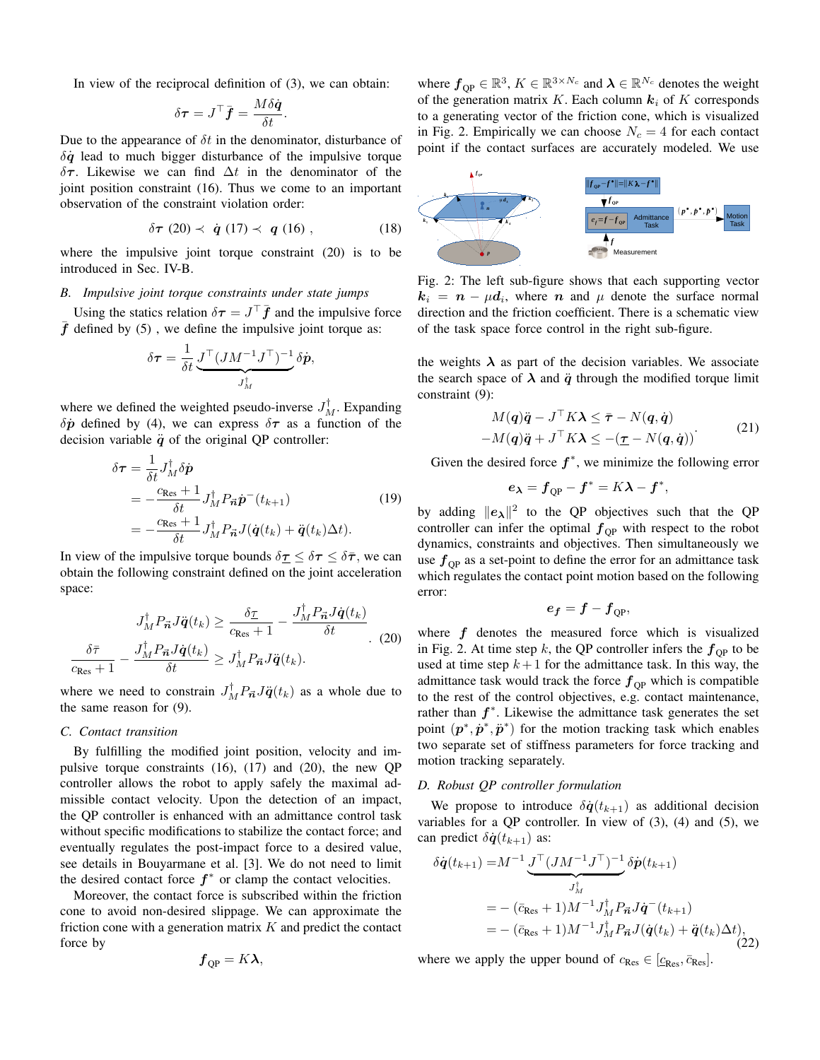In view of the reciprocal definition of (3), we can obtain:

$$\delta\boldsymbol{\tau} = J^\top \bar{\boldsymbol{f}} = \frac{M\delta\dot{\boldsymbol{q}}}{\delta t}.$$

Due to the appearance of $\delta t$ in the denominator, disturbance of $\delta\dot{\boldsymbol{q}}$ lead to much bigger disturbance of the impulsive torque $\delta\boldsymbol{\tau}$. Likewise we can find $\Delta t$ in the denominator of the joint position constraint (16). Thus we come to an important observation of the constraint violation order:

$$\delta\boldsymbol{\tau}\ (20) \prec\ \dot{\boldsymbol{q}}\ (17) \prec\ \boldsymbol{q}\ (16)\ , \tag{18}$$

where the impulsive joint torque constraint (20) is to be introduced in Sec. IV-B.

### B. Impulsive joint torque constraints under state jumps

Using the statics relation $\delta\boldsymbol{\tau} = J^\top \bar{\boldsymbol{f}}$ and the impulsive force $\bar{\boldsymbol{f}}$ defined by (5) , we define the impulsive joint torque as:

$$\delta\boldsymbol{\tau} = \frac{1}{\delta t}\underbrace{J^\top (JM^{-1}J^\top)^{-1}}_{J_M^\dagger}\delta\dot{\boldsymbol{p}},$$

where we defined the weighted pseudo-inverse $J_M^\dagger$. Expanding $\delta\dot{\boldsymbol{p}}$ defined by (4), we can express $\delta\boldsymbol{\tau}$ as a function of the decision variable $\ddot{\boldsymbol{q}}$ of the original QP controller:

$$\begin{aligned}\delta\boldsymbol{\tau} &= \frac{1}{\delta t}J_M^\dagger \delta\dot{\boldsymbol{p}} \\ &= -\frac{c_{\text{Res}}+1}{\delta t}J_M^\dagger P_{\vec{\boldsymbol{n}}}\dot{\boldsymbol{p}}^-(t_{k+1}) \\ &= -\frac{c_{\text{Res}}+1}{\delta t}J_M^\dagger P_{\vec{\boldsymbol{n}}}J(\dot{\boldsymbol{q}}(t_k) + \ddot{\boldsymbol{q}}(t_k)\Delta t).\end{aligned} \tag{19}$$

In view of the impulsive torque bounds $\delta\underline{\boldsymbol{\tau}} \le \delta\boldsymbol{\tau} \le \delta\bar{\boldsymbol{\tau}}$, we can obtain the following constraint defined on the joint acceleration space:

$$\begin{aligned} J_M^\dagger P_{\vec{\boldsymbol{n}}}J\ddot{\boldsymbol{q}}(t_k) &\ge \frac{\delta\underline{\boldsymbol{\tau}}}{c_{\text{Res}}+1} - \frac{J_M^\dagger P_{\vec{\boldsymbol{n}}}J\dot{\boldsymbol{q}}(t_k)}{\delta t} \\ \frac{\delta\bar{\boldsymbol{\tau}}}{c_{\text{Res}}+1} - \frac{J_M^\dagger P_{\vec{\boldsymbol{n}}}J\dot{\boldsymbol{q}}(t_k)}{\delta t} &\ge J_M^\dagger P_{\vec{\boldsymbol{n}}}J\ddot{\boldsymbol{q}}(t_k). \end{aligned} \tag{20}$$

where we need to constrain $J_M^\dagger P_{\vec{\boldsymbol{n}}}J\ddot{\boldsymbol{q}}(t_k)$ as a whole due to the same reason for (9).

### C. Contact transition

By fulfilling the modified joint position, velocity and impulsive torque constraints (16), (17) and (20), the new QP controller allows the robot to apply safely the maximal admissible contact velocity. Upon the detection of an impact, the QP controller is enhanced with an admittance control task without specific modifications to stabilize the contact force; and eventually regulates the post-impact force to a desired value, see details in Bouyarmane et al. [3]. We do not need to limit the desired contact force $\boldsymbol{f}^*$ or clamp the contact velocities.

Moreover, the contact force is subscribed within the friction cone to avoid non-desired slippage. We can approximate the friction cone with a generation matrix $K$ and predict the contact force by

$$\boldsymbol{f}_{\text{QP}} = K\boldsymbol{\lambda},$$

where $\boldsymbol{f}_{\text{QP}} \in \mathbb{R}^3$, $K \in \mathbb{R}^{3\times N_c}$ and $\boldsymbol{\lambda} \in \mathbb{R}^{N_c}$ denotes the weight of the generation matrix $K$. Each column $\boldsymbol{k}_i$ of $K$ corresponds to a generating vector of the friction cone, which is visualized in Fig. 2. Empirically we can choose $N_c = 4$ for each contact point if the contact surfaces are accurately modeled. We use

Fig. 2: The left sub-figure shows that each supporting vector $\boldsymbol{k}_i = \boldsymbol{n} - \mu\boldsymbol{d}_i$, where $\boldsymbol{n}$ and $\mu$ denote the surface normal direction and the friction coefficient. There is a schematic view of the task space force control in the right sub-figure.

the weights $\boldsymbol{\lambda}$ as part of the decision variables. We associate the search space of $\boldsymbol{\lambda}$ and $\ddot{\boldsymbol{q}}$ through the modified torque limit constraint (9):

$$\begin{aligned} M(\boldsymbol{q})\ddot{\boldsymbol{q}} - J^\top K\boldsymbol{\lambda} &\le \bar{\boldsymbol{\tau}} - N(\boldsymbol{q},\dot{\boldsymbol{q}}) \\ -M(\boldsymbol{q})\ddot{\boldsymbol{q}} + J^\top K\boldsymbol{\lambda} &\le -(\underline{\boldsymbol{\tau}} - N(\boldsymbol{q},\dot{\boldsymbol{q}})) \end{aligned}. \tag{21}$$

Given the desired force $\boldsymbol{f}^*$, we minimize the following error

$$\boldsymbol{e}_{\boldsymbol{\lambda}} = \boldsymbol{f}_{\text{QP}} - \boldsymbol{f}^* = K\boldsymbol{\lambda} - \boldsymbol{f}^*,$$

by adding $\|\boldsymbol{e}_{\boldsymbol{\lambda}}\|^2$ to the QP objectives such that the QP controller can infer the optimal $\boldsymbol{f}_{\text{QP}}$ with respect to the robot dynamics, constraints and objectives. Then simultaneously we use $\boldsymbol{f}_{\text{QP}}$ as a set-point to define the error for an admittance task which regulates the contact point motion based on the following error:

$$\boldsymbol{e}_{\boldsymbol{f}} = \boldsymbol{f} - \boldsymbol{f}_{\text{QP}},$$

where $\boldsymbol{f}$ denotes the measured force which is visualized in Fig. 2. At time step $k$, the QP controller infers the $\boldsymbol{f}_{\text{QP}}$ to be used at time step $k+1$ for the admittance task. In this way, the admittance task would track the force $\boldsymbol{f}_{\text{QP}}$ which is compatible to the rest of the control objectives, e.g. contact maintenance, rather than $\boldsymbol{f}^*$. Likewise the admittance task generates the set point $(\boldsymbol{p}^*, \dot{\boldsymbol{p}}^*, \ddot{\boldsymbol{p}}^*)$ for the motion tracking task which enables two separate set of stiffness parameters for force tracking and motion tracking separately.

### D. Robust QP controller formulation

We propose to introduce $\delta\dot{\boldsymbol{q}}(t_{k+1})$ as additional decision variables for a QP controller. In view of (3), (4) and (5), we can predict $\delta\dot{\boldsymbol{q}}(t_{k+1})$ as:

$$\begin{aligned}\delta\dot{\boldsymbol{q}}(t_{k+1}) =& M^{-1}\underbrace{J^\top (JM^{-1}J^\top)^{-1}}_{J_M^\dagger}\delta\dot{\boldsymbol{p}}(t_{k+1}) \\ =& -(\bar{c}_{\text{Res}}+1)M^{-1}J_M^\dagger P_{\vec{\boldsymbol{n}}}J\dot{\boldsymbol{q}}^-(t_{k+1}) \\ =& -(\bar{c}_{\text{Res}}+1)M^{-1}J_M^\dagger P_{\vec{\boldsymbol{n}}}J(\dot{\boldsymbol{q}}(t_k) + \ddot{\boldsymbol{q}}(t_k)\Delta t),\end{aligned} \tag{22}$$

where we apply the upper bound of $c_{\text{Res}} \in [\underline{c}_{\text{Res}}, \bar{c}_{\text{Res}}]$.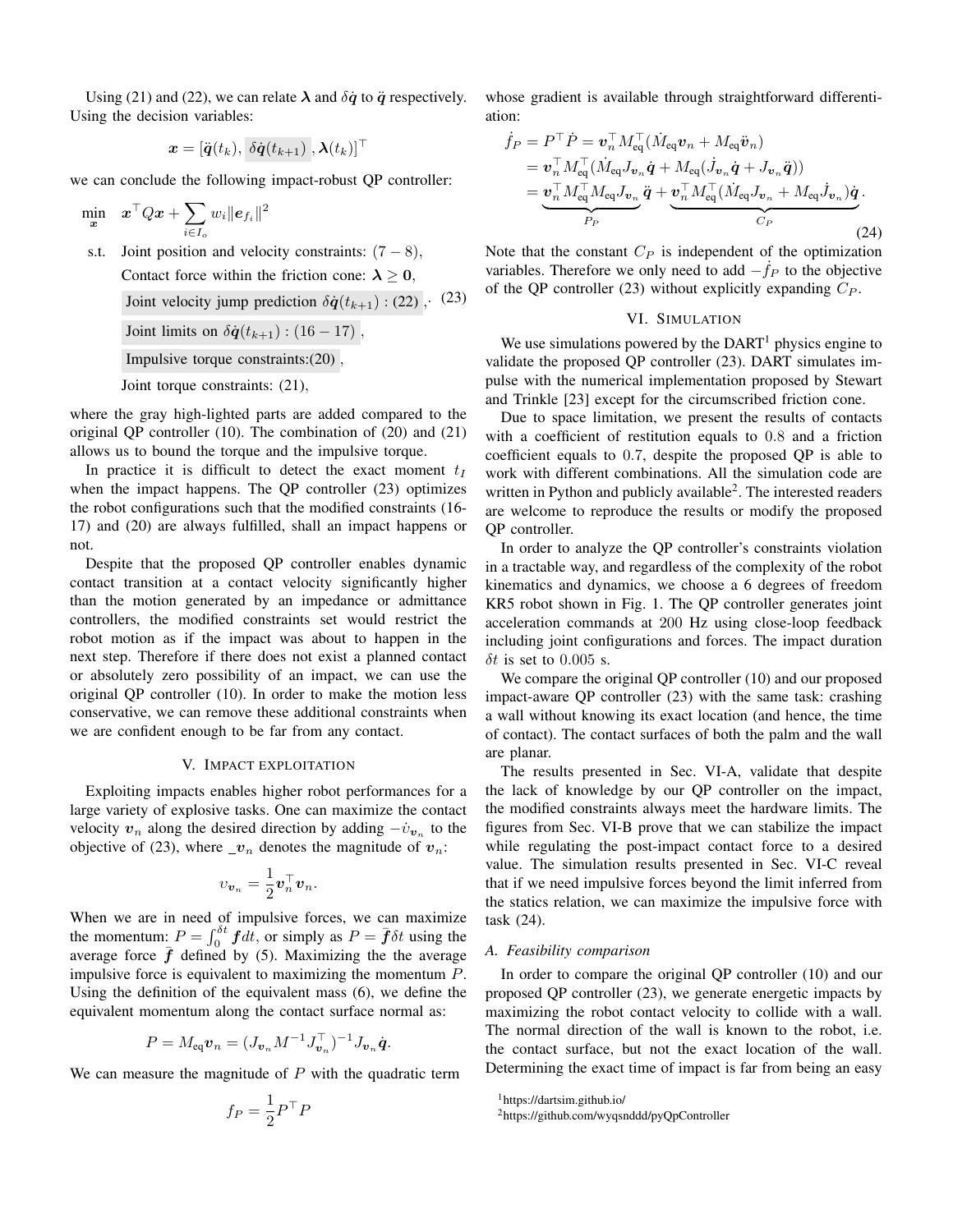Using (21) and (22), we can relate $\boldsymbol{\lambda}$ and $\delta\dot{\boldsymbol{q}}$ to $\ddot{\boldsymbol{q}}$ respectively. Using the decision variables:

$$
\boldsymbol{x} = [\ddot{\boldsymbol{q}}(t_k), \; \delta\dot{\boldsymbol{q}}(t_{k+1}) \;, \boldsymbol{\lambda}(t_k)]^\top
$$

we can conclude the following impact-robust QP controller:

$$
\begin{aligned}
\min_{\boldsymbol{x}} \quad & \boldsymbol{x}^\top Q \boldsymbol{x} + \sum_{i \in I_o} w_i \|\boldsymbol{e}_{f_i}\|^2 \\
\text{s.t.} \quad & \text{Joint position and velocity constraints: } (7-8), \\
& \text{Contact force within the friction cone: } \boldsymbol{\lambda} \geq \boldsymbol{0}, \\
& \text{Joint velocity jump prediction } \delta\dot{\boldsymbol{q}}(t_{k+1}) : (22), \\
& \text{Joint limits on } \delta\dot{\boldsymbol{q}}(t_{k+1}) : (16-17), \\
& \text{Impulsive torque constraints:} (20), \\
& \text{Joint torque constraints: } (21),
\end{aligned} \tag{23}
$$

where the gray high-lighted parts are added compared to the original QP controller (10). The combination of (20) and (21) allows us to bound the torque and the impulsive torque.

In practice it is difficult to detect the exact moment $t_I$ when the impact happens. The QP controller (23) optimizes the robot configurations such that the modified constraints (16-17) and (20) are always fulfilled, shall an impact happens or not.

Despite that the proposed QP controller enables dynamic contact transition at a contact velocity significantly higher than the motion generated by an impedance or admittance controllers, the modified constraints set would restrict the robot motion as if the impact was about to happen in the next step. Therefore if there does not exist a planned contact or absolutely zero possibility of an impact, we can use the original QP controller (10). In order to make the motion less conservative, we can remove these additional constraints when we are confident enough to be far from any contact.

## V. Impact exploitation

Exploiting impacts enables higher robot performances for a large variety of explosive tasks. One can maximize the contact velocity $\boldsymbol{v}_n$ along the desired direction by adding $-\upsilon_{\boldsymbol{v}_n}$ to the objective of (23), where $\_\boldsymbol{v}_n$ denotes the magnitude of $\boldsymbol{v}_n$:

$$
\upsilon_{\boldsymbol{v}_n} = \frac{1}{2}\boldsymbol{v}_n^\top \boldsymbol{v}_n.
$$

When we are in need of impulsive forces, we can maximize the momentum: $P = \int_0^{\delta t} \boldsymbol{f} dt$, or simply as $P = \bar{\boldsymbol{f}}\delta t$ using the average force $\bar{\boldsymbol{f}}$ defined by (5). Maximizing the the average impulsive force is equivalent to maximizing the momentum $P$. Using the definition of the equivalent mass (6), we define the equivalent momentum along the contact surface normal as:

$$
P = M_{\text{eq}}\boldsymbol{v}_n = (J_{\boldsymbol{v}_n} M^{-1} J_{\boldsymbol{v}_n}^\top)^{-1} J_{\boldsymbol{v}_n}\dot{\boldsymbol{q}}.
$$

We can measure the magnitude of $P$ with the quadratic term

$$
f_P = \frac{1}{2}P^\top P
$$

whose gradient is available through straightforward differentiation:

$$
\begin{aligned}
\dot{f}_P = P^\top \dot{P} &= \boldsymbol{v}_n^\top M_{\text{eq}}^\top (\dot{M}_{\text{eq}}\boldsymbol{v}_n + M_{\text{eq}}\dot{\boldsymbol{v}}_n) \\
&= \boldsymbol{v}_n^\top M_{\text{eq}}^\top (\dot{M}_{\text{eq}} J_{\boldsymbol{v}_n}\dot{\boldsymbol{q}} + M_{\text{eq}}(\dot{J}_{\boldsymbol{v}_n}\dot{\boldsymbol{q}} + J_{\boldsymbol{v}_n}\ddot{\boldsymbol{q}})) \\
&= \underbrace{\boldsymbol{v}_n^\top M_{\text{eq}}^\top M_{\text{eq}} J_{\boldsymbol{v}_n}}_{P_P}\ddot{\boldsymbol{q}} + \underbrace{\boldsymbol{v}_n^\top M_{\text{eq}}^\top (\dot{M}_{\text{eq}} J_{\boldsymbol{v}_n} + M_{\text{eq}}\dot{J}_{\boldsymbol{v}_n})\dot{\boldsymbol{q}}}_{C_P}.
\end{aligned} \tag{24}
$$

Note that the constant $C_P$ is independent of the optimization variables. Therefore we only need to add $-\dot{f}_P$ to the objective of the QP controller (23) without explicitly expanding $C_P$.

## VI. Simulation

We use simulations powered by the DART[1] physics engine to validate the proposed QP controller (23). DART simulates impulse with the numerical implementation proposed by Stewart and Trinkle [23] except for the circumscribed friction cone.

Due to space limitation, we present the results of contacts with a coefficient of restitution equals to 0.8 and a friction coefficient equals to 0.7, despite the proposed QP is able to work with different combinations. All the simulation code are written in Python and publicly available[2]. The interested readers are welcome to reproduce the results or modify the proposed QP controller.

In order to analyze the QP controller's constraints violation in a tractable way, and regardless of the complexity of the robot kinematics and dynamics, we choose a 6 degrees of freedom KR5 robot shown in Fig. 1. The QP controller generates joint acceleration commands at 200 Hz using close-loop feedback including joint configurations and forces. The impact duration $\delta t$ is set to 0.005 s.

We compare the original QP controller (10) and our proposed impact-aware QP controller (23) with the same task: crashing a wall without knowing its exact location (and hence, the time of contact). The contact surfaces of both the palm and the wall are planar.

The results presented in Sec. VI-A, validate that despite the lack of knowledge by our QP controller on the impact, the modified constraints always meet the hardware limits. The figures from Sec. VI-B prove that we can stabilize the impact while regulating the post-impact contact force to a desired value. The simulation results presented in Sec. VI-C reveal that if we need impulsive forces beyond the limit inferred from the statics relation, we can maximize the impulsive force with task (24).

### A. Feasibility comparison

In order to compare the original QP controller (10) and our proposed QP controller (23), we generate energetic impacts by maximizing the robot contact velocity to collide with a wall. The normal direction of the wall is known to the robot, i.e. the contact surface, but not the exact location of the wall. Determining the exact time of impact is far from being an easy

[1] https://dartsim.github.io/

[2] https://github.com/wyqsnddd/pyQpController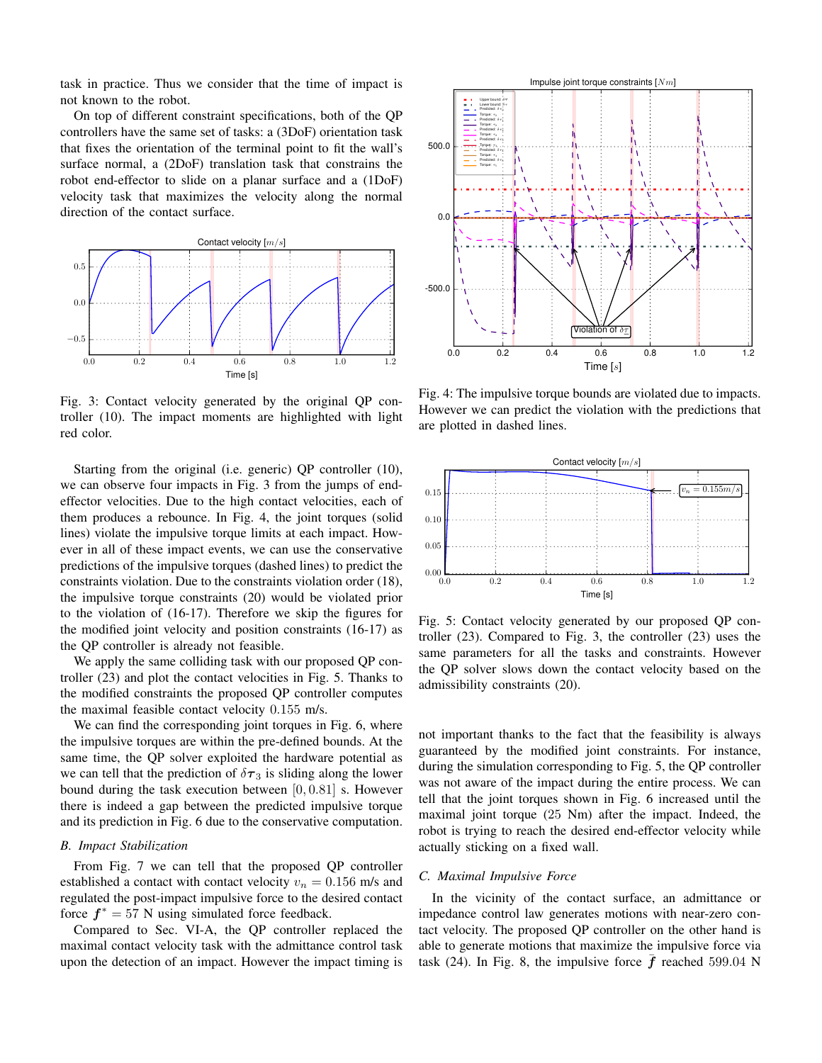task in practice. Thus we consider that the time of impact is not known to the robot.

On top of different constraint specifications, both of the QP controllers have the same set of tasks: a (3DoF) orientation task that fixes the orientation of the terminal point to fit the wall's surface normal, a (2DoF) translation task that constrains the robot end-effector to slide on a planar surface and a (1DoF) velocity task that maximizes the velocity along the normal direction of the contact surface.

Fig. 3: Contact velocity generated by the original QP controller (10). The impact moments are highlighted with light red color.

Starting from the original (i.e. generic) QP controller (10), we can observe four impacts in Fig. 3 from the jumps of end-effector velocities. Due to the high contact velocities, each of them produces a rebounce. In Fig. 4, the joint torques (solid lines) violate the impulsive torque limits at each impact. However in all of these impact events, we can use the conservative predictions of the impulsive torques (dashed lines) to predict the constraints violation. Due to the constraints violation order (18), the impulsive torque constraints (20) would be violated prior to the violation of (16-17). Therefore we skip the figures for the modified joint velocity and position constraints (16-17) as the QP controller is already not feasible.

We apply the same colliding task with our proposed QP controller (23) and plot the contact velocities in Fig. 5. Thanks to the modified constraints the proposed QP controller computes the maximal feasible contact velocity $0.155$ m/s.

We can find the corresponding joint torques in Fig. 6, where the impulsive torques are within the pre-defined bounds. At the same time, the QP solver exploited the hardware potential as we can tell that the prediction of $\delta\boldsymbol{\tau}_3$ is sliding along the lower bound during the task execution between $[0, 0.81]$ s. However there is indeed a gap between the predicted impulsive torque and its prediction in Fig. 6 due to the conservative computation.

### B. Impact Stabilization

From Fig. 7 we can tell that the proposed QP controller established a contact with contact velocity $v_n = 0.156$ m/s and regulated the post-impact impulsive force to the desired contact force $\boldsymbol{f}^* = 57$ N using simulated force feedback.

Compared to Sec. VI-A, the QP controller replaced the maximal contact velocity task with the admittance control task upon the detection of an impact. However the impact timing is

Fig. 4: The impulsive torque bounds are violated due to impacts. However we can predict the violation with the predictions that are plotted in dashed lines.

Fig. 5: Contact velocity generated by our proposed QP controller (23). Compared to Fig. 3, the controller (23) uses the same parameters for all the tasks and constraints. However the QP solver slows down the contact velocity based on the admissibility constraints (20).

not important thanks to the fact that the feasibility is always guaranteed by the modified joint constraints. For instance, during the simulation corresponding to Fig. 5, the QP controller was not aware of the impact during the entire process. We can tell that the joint torques shown in Fig. 6 increased until the maximal joint torque (25 Nm) after the impact. Indeed, the robot is trying to reach the desired end-effector velocity while actually sticking on a fixed wall.

### C. Maximal Impulsive Force

In the vicinity of the contact surface, an admittance or impedance control law generates motions with near-zero contact velocity. The proposed QP controller on the other hand is able to generate motions that maximize the impulsive force via task (24). In Fig. 8, the impulsive force $\bar{\boldsymbol{f}}$ reached $599.04$ N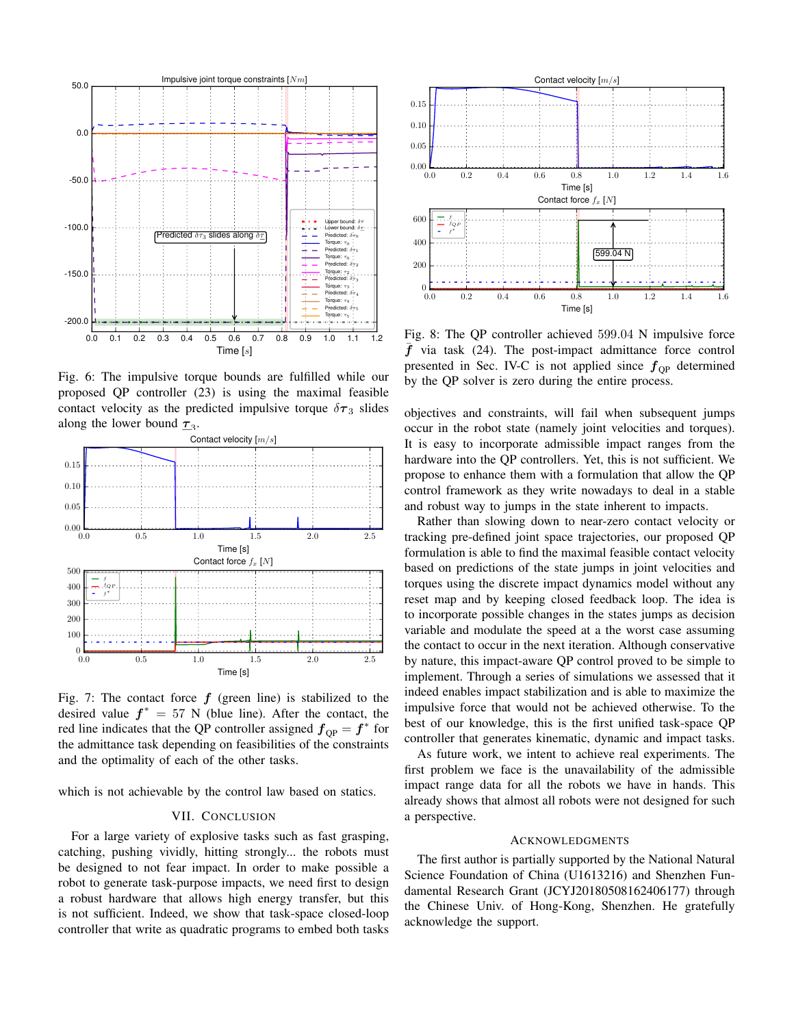Fig. 6: The impulsive torque bounds are fulfilled while our proposed QP controller (23) is using the maximal feasible contact velocity as the predicted impulsive torque $\delta\boldsymbol{\tau}_3$ slides along the lower bound $\underline{\boldsymbol{\tau}}_3$.

Fig. 7: The contact force $\boldsymbol{f}$ (green line) is stabilized to the desired value $\boldsymbol{f}^* = 57$ N (blue line). After the contact, the red line indicates that the QP controller assigned $\boldsymbol{f}_{\mathrm{QP}} = \boldsymbol{f}^*$ for the admittance task depending on feasibilities of the constraints and the optimality of each of the other tasks.

which is not achievable by the control law based on statics.

## VII. Conclusion

For a large variety of explosive tasks such as fast grasping, catching, pushing vividly, hitting strongly... the robots must be designed to not fear impact. In order to make possible a robot to generate task-purpose impacts, we need first to design a robust hardware that allows high energy transfer, but this is not sufficient. Indeed, we show that task-space closed-loop controller that write as quadratic programs to embed both tasks

Fig. 8: The QP controller achieved 599.04 N impulsive force $\bar{\boldsymbol{f}}$ via task (24). The post-impact admittance force control presented in Sec. IV-C is not applied since $\boldsymbol{f}_{\mathrm{QP}}$ determined by the QP solver is zero during the entire process.

objectives and constraints, will fail when subsequent jumps occur in the robot state (namely joint velocities and torques). It is easy to incorporate admissible impact ranges from the hardware into the QP controllers. Yet, this is not sufficient. We propose to enhance them with a formulation that allow the QP control framework as they write nowadays to deal in a stable and robust way to jumps in the state inherent to impacts.

Rather than slowing down to near-zero contact velocity or tracking pre-defined joint space trajectories, our proposed QP formulation is able to find the maximal feasible contact velocity based on predictions of the state jumps in joint velocities and torques using the discrete impact dynamics model without any reset map and by keeping closed feedback loop. The idea is to incorporate possible changes in the states jumps as decision variable and modulate the speed at a the worst case assuming the contact to occur in the next iteration. Although conservative by nature, this impact-aware QP control proved to be simple to implement. Through a series of simulations we assessed that it indeed enables impact stabilization and is able to maximize the impulsive force that would not be achieved otherwise. To the best of our knowledge, this is the first unified task-space QP controller that generates kinematic, dynamic and impact tasks.

As future work, we intent to achieve real experiments. The first problem we face is the unavailability of the admissible impact range data for all the robots we have in hands. This already shows that almost all robots were not designed for such a perspective.

## Acknowledgments

The first author is partially supported by the National Natural Science Foundation of China (U1613216) and Shenzhen Fundamental Research Grant (JCYJ20180508162406177) through the Chinese Univ. of Hong-Kong, Shenzhen. He gratefully acknowledge the support.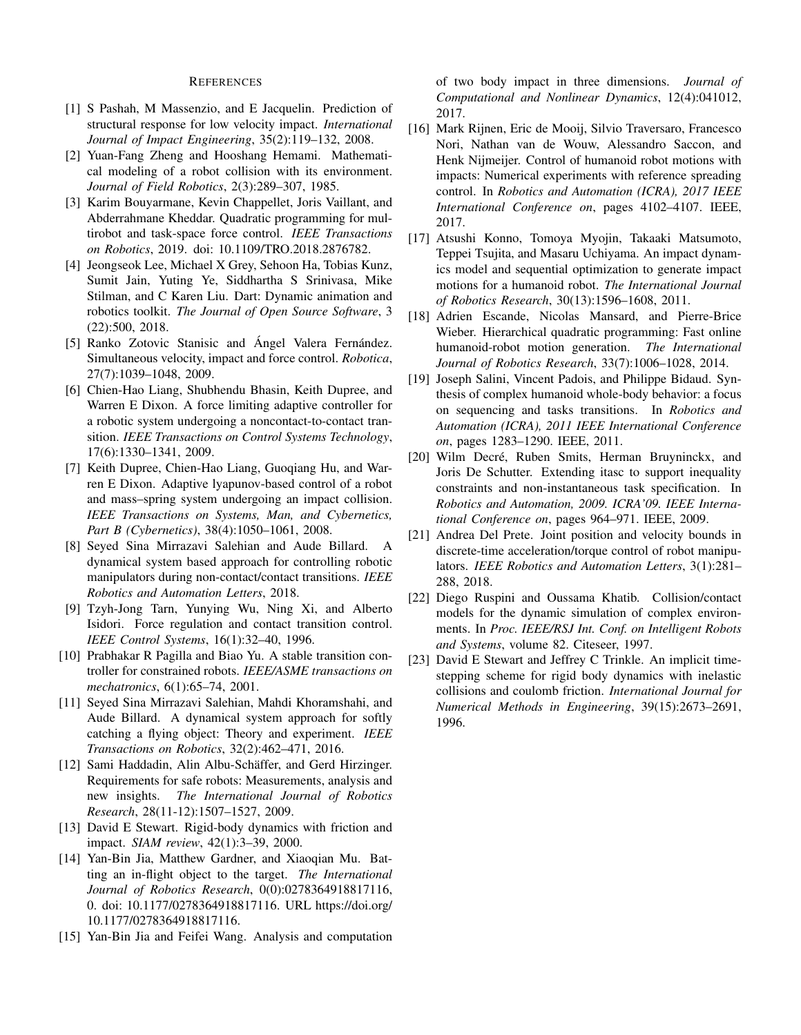# References

[1] S Pashah, M Massenzio, and E Jacquelin. Prediction of structural response for low velocity impact. *International Journal of Impact Engineering*, 35(2):119–132, 2008.

[2] Yuan-Fang Zheng and Hooshang Hemami. Mathematical modeling of a robot collision with its environment. *Journal of Field Robotics*, 2(3):289–307, 1985.

[3] Karim Bouyarmane, Kevin Chappellet, Joris Vaillant, and Abderrahmane Kheddar. Quadratic programming for multirobot and task-space force control. *IEEE Transactions on Robotics*, 2019. doi: 10.1109/TRO.2018.2876782.

[4] Jeongseok Lee, Michael X Grey, Sehoon Ha, Tobias Kunz, Sumit Jain, Yuting Ye, Siddhartha S Srinivasa, Mike Stilman, and C Karen Liu. Dart: Dynamic animation and robotics toolkit. *The Journal of Open Source Software*, 3 (22):500, 2018.

[5] Ranko Zotovic Stanisic and Ángel Valera Fernández. Simultaneous velocity, impact and force control. *Robotica*, 27(7):1039–1048, 2009.

[6] Chien-Hao Liang, Shubhendu Bhasin, Keith Dupree, and Warren E Dixon. A force limiting adaptive controller for a robotic system undergoing a noncontact-to-contact transition. *IEEE Transactions on Control Systems Technology*, 17(6):1330–1341, 2009.

[7] Keith Dupree, Chien-Hao Liang, Guoqiang Hu, and Warren E Dixon. Adaptive lyapunov-based control of a robot and mass–spring system undergoing an impact collision. *IEEE Transactions on Systems, Man, and Cybernetics, Part B (Cybernetics)*, 38(4):1050–1061, 2008.

[8] Seyed Sina Mirrazavi Salehian and Aude Billard. A dynamical system based approach for controlling robotic manipulators during non-contact/contact transitions. *IEEE Robotics and Automation Letters*, 2018.

[9] Tzyh-Jong Tarn, Yunying Wu, Ning Xi, and Alberto Isidori. Force regulation and contact transition control. *IEEE Control Systems*, 16(1):32–40, 1996.

[10] Prabhakar R Pagilla and Biao Yu. A stable transition controller for constrained robots. *IEEE/ASME transactions on mechatronics*, 6(1):65–74, 2001.

[11] Seyed Sina Mirrazavi Salehian, Mahdi Khoramshahi, and Aude Billard. A dynamical system approach for softly catching a flying object: Theory and experiment. *IEEE Transactions on Robotics*, 32(2):462–471, 2016.

[12] Sami Haddadin, Alin Albu-Schäffer, and Gerd Hirzinger. Requirements for safe robots: Measurements, analysis and new insights. *The International Journal of Robotics Research*, 28(11-12):1507–1527, 2009.

[13] David E Stewart. Rigid-body dynamics with friction and impact. *SIAM review*, 42(1):3–39, 2000.

[14] Yan-Bin Jia, Matthew Gardner, and Xiaoqian Mu. Batting an in-flight object to the target. *The International Journal of Robotics Research*, 0(0):0278364918817116, 0. doi: 10.1177/0278364918817116. URL https://doi.org/10.1177/0278364918817116.

[15] Yan-Bin Jia and Feifei Wang. Analysis and computation of two body impact in three dimensions. *Journal of Computational and Nonlinear Dynamics*, 12(4):041012, 2017.

[16] Mark Rijnen, Eric de Mooij, Silvio Traversaro, Francesco Nori, Nathan van de Wouw, Alessandro Saccon, and Henk Nijmeijer. Control of humanoid robot motions with impacts: Numerical experiments with reference spreading control. In *Robotics and Automation (ICRA), 2017 IEEE International Conference on*, pages 4102–4107. IEEE, 2017.

[17] Atsushi Konno, Tomoya Myojin, Takaaki Matsumoto, Teppei Tsujita, and Masaru Uchiyama. An impact dynamics model and sequential optimization to generate impact motions for a humanoid robot. *The International Journal of Robotics Research*, 30(13):1596–1608, 2011.

[18] Adrien Escande, Nicolas Mansard, and Pierre-Brice Wieber. Hierarchical quadratic programming: Fast online humanoid-robot motion generation. *The International Journal of Robotics Research*, 33(7):1006–1028, 2014.

[19] Joseph Salini, Vincent Padois, and Philippe Bidaud. Synthesis of complex humanoid whole-body behavior: a focus on sequencing and tasks transitions. In *Robotics and Automation (ICRA), 2011 IEEE International Conference on*, pages 1283–1290. IEEE, 2011.

[20] Wilm Decré, Ruben Smits, Herman Bruyninckx, and Joris De Schutter. Extending itasc to support inequality constraints and non-instantaneous task specification. In *Robotics and Automation, 2009. ICRA'09. IEEE International Conference on*, pages 964–971. IEEE, 2009.

[21] Andrea Del Prete. Joint position and velocity bounds in discrete-time acceleration/torque control of robot manipulators. *IEEE Robotics and Automation Letters*, 3(1):281–288, 2018.

[22] Diego Ruspini and Oussama Khatib. Collision/contact models for the dynamic simulation of complex environments. In *Proc. IEEE/RSJ Int. Conf. on Intelligent Robots and Systems*, volume 82. Citeseer, 1997.

[23] David E Stewart and Jeffrey C Trinkle. An implicit time-stepping scheme for rigid body dynamics with inelastic collisions and coulomb friction. *International Journal for Numerical Methods in Engineering*, 39(15):2673–2691, 1996.